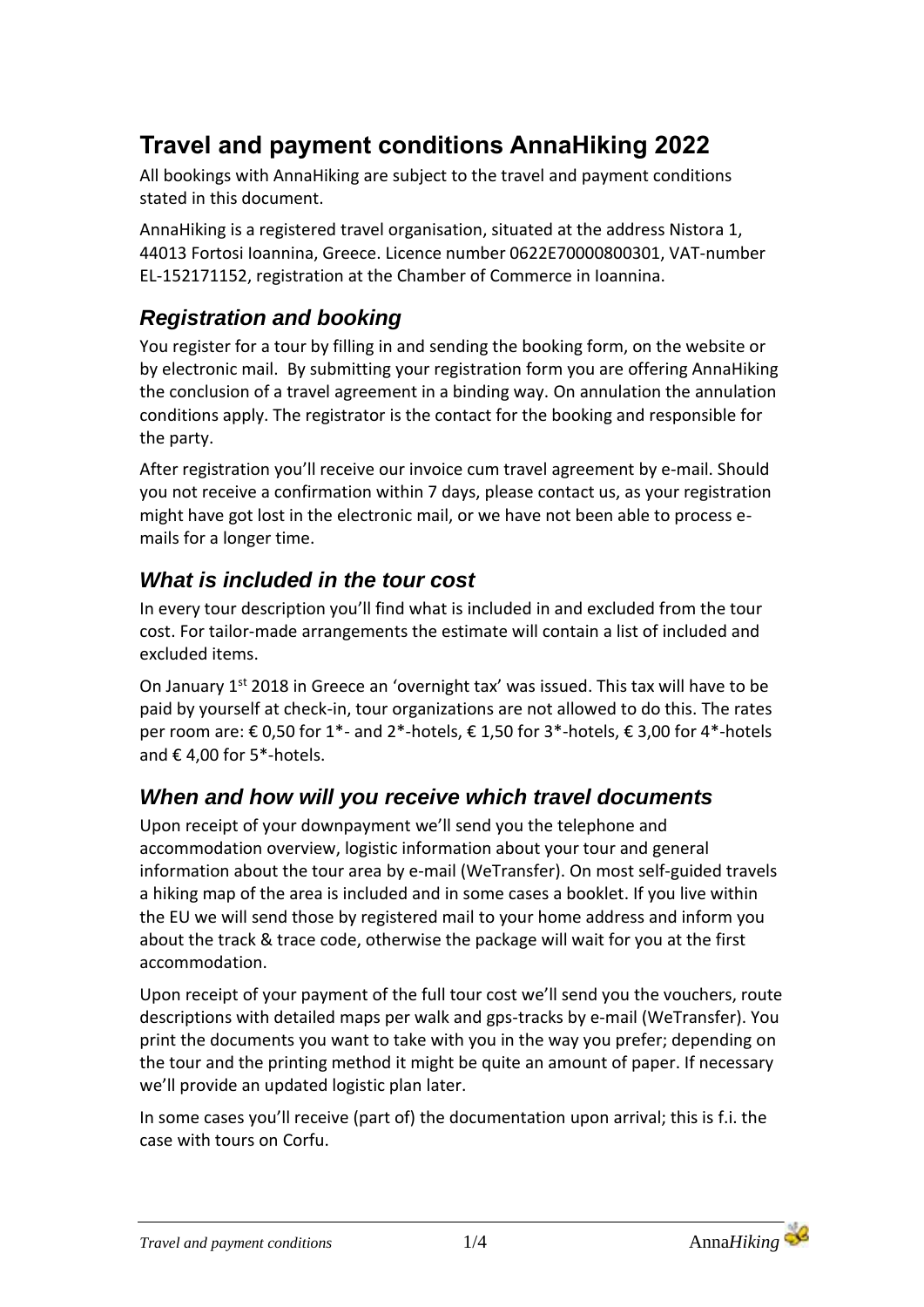# Travel and payment conditions AnnaHiking 2022

All bookings with AnnaHiking are subject to the travel and payment conditions stated in this document.

AnnaHiking is a registered travel organisation, situated at the address Nistora 1, 44013 Fortosi Ioannina, Greece. Licence number 0622E70000800301, VAT-number EL-152171152, registration at the Chamber of Commerce in Ioannina.

## *Registration and booking*

You register for a tour by filling in and sending the booking form, on the website or by electronic mail. By submitting your registration form you are offering AnnaHiking the conclusion of a travel agreement in a binding way. On annulation the annulation conditions apply. The registrator is the contact for the booking and responsible for the party.

After registration you'll receive our invoice cum travel agreement by e-mail. Should you not receive a confirmation within 7 days, please contact us, as your registration might have got lost in the electronic mail, or we have not been able to process e-mails for a longer time.

## *What is included in the tour cost*

In every tour description you'll find what is included in and excluded from the tour cost. For tailor-made arrangements the estimate will contain a list of included and excluded items.

On January 1st 2018 in Greece an 'overnight tax' was issued. This tax will have to be paid by yourself at check-in, tour organizations are not allowed to do this. The rates per room are: € 0,50 for 1*- and 2*-hotels, € 1,50 for 3*-hotels, € 3,00 for 4*-hotels and € 4,00 for 5*-hotels.

## *When and how will you receive which travel documents*

Upon receipt of your downpayment we'll send you the telephone and accommodation overview, logistic information about your tour and general information about the tour area by e-mail (WeTransfer). On most self-guided travels a hiking map of the area is included and in some cases a booklet. If you live within the EU we will send those by registered mail to your home address and inform you about the track & trace code, otherwise the package will wait for you at the first accommodation.

Upon receipt of your payment of the full tour cost we'll send you the vouchers, route descriptions with detailed maps per walk and gps-tracks by e-mail (WeTransfer). You print the documents you want to take with you in the way you prefer; depending on the tour and the printing method it might be quite an amount of paper. If necessary we'll provide an updated logistic plan later.

In some cases you'll receive (part of) the documentation upon arrival; this is f.i. the case with tours on Corfu.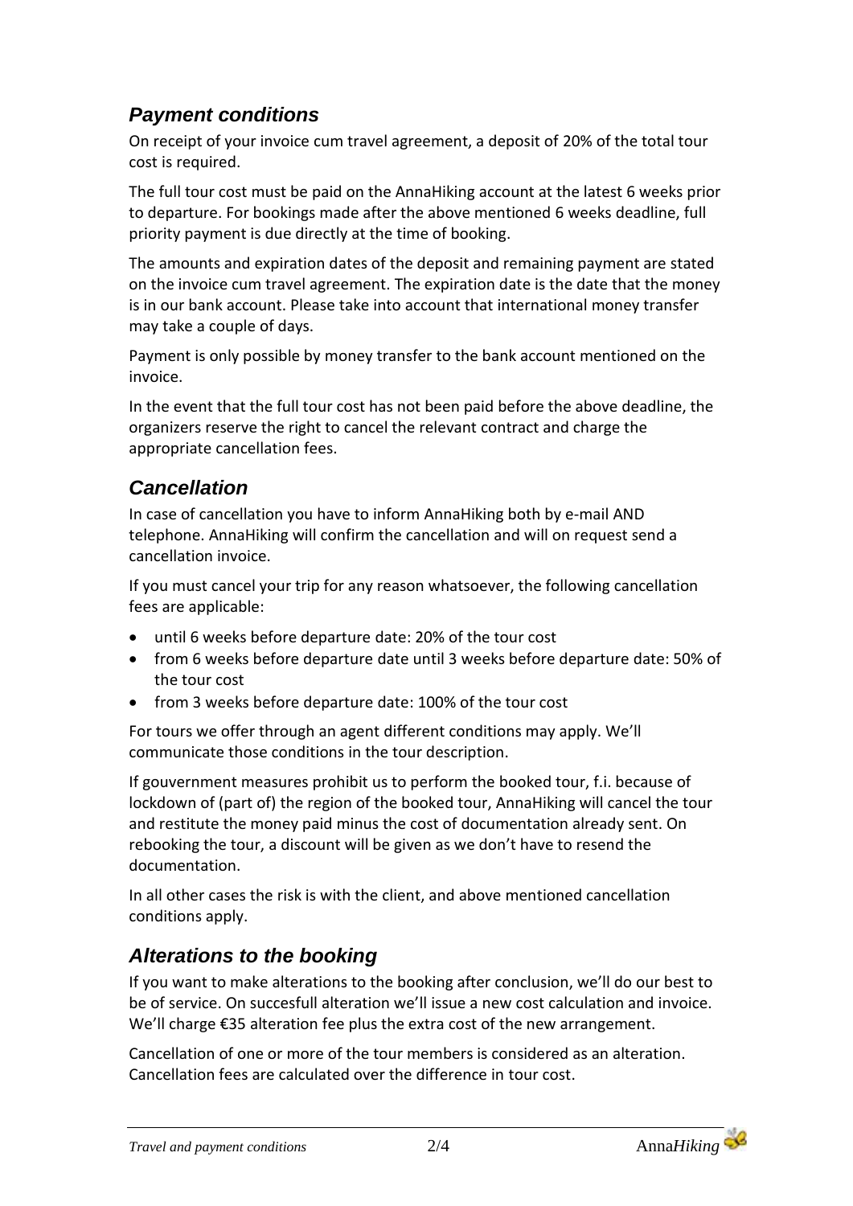## *Payment conditions*

On receipt of your invoice cum travel agreement, a deposit of 20% of the total tour cost is required.

The full tour cost must be paid on the AnnaHiking account at the latest 6 weeks prior to departure. For bookings made after the above mentioned 6 weeks deadline, full priority payment is due directly at the time of booking.

The amounts and expiration dates of the deposit and remaining payment are stated on the invoice cum travel agreement. The expiration date is the date that the money is in our bank account. Please take into account that international money transfer may take a couple of days.

Payment is only possible by money transfer to the bank account mentioned on the invoice.

In the event that the full tour cost has not been paid before the above deadline, the organizers reserve the right to cancel the relevant contract and charge the appropriate cancellation fees.

## *Cancellation*

In case of cancellation you have to inform AnnaHiking both by e-mail AND telephone. AnnaHiking will confirm the cancellation and will on request send a cancellation invoice.

If you must cancel your trip for any reason whatsoever, the following cancellation fees are applicable:

- until 6 weeks before departure date: 20% of the tour cost
- from 6 weeks before departure date until 3 weeks before departure date: 50% of the tour cost
- from 3 weeks before departure date: 100% of the tour cost

For tours we offer through an agent different conditions may apply. We'll communicate those conditions in the tour description.

If gouvernment measures prohibit us to perform the booked tour, f.i. because of lockdown of (part of) the region of the booked tour, AnnaHiking will cancel the tour and restitute the money paid minus the cost of documentation already sent. On rebooking the tour, a discount will be given as we don't have to resend the documentation.

In all other cases the risk is with the client, and above mentioned cancellation conditions apply.

## *Alterations to the booking*

If you want to make alterations to the booking after conclusion, we'll do our best to be of service. On succesfull alteration we'll issue a new cost calculation and invoice. We'll charge €35 alteration fee plus the extra cost of the new arrangement.

Cancellation of one or more of the tour members is considered as an alteration. Cancellation fees are calculated over the difference in tour cost.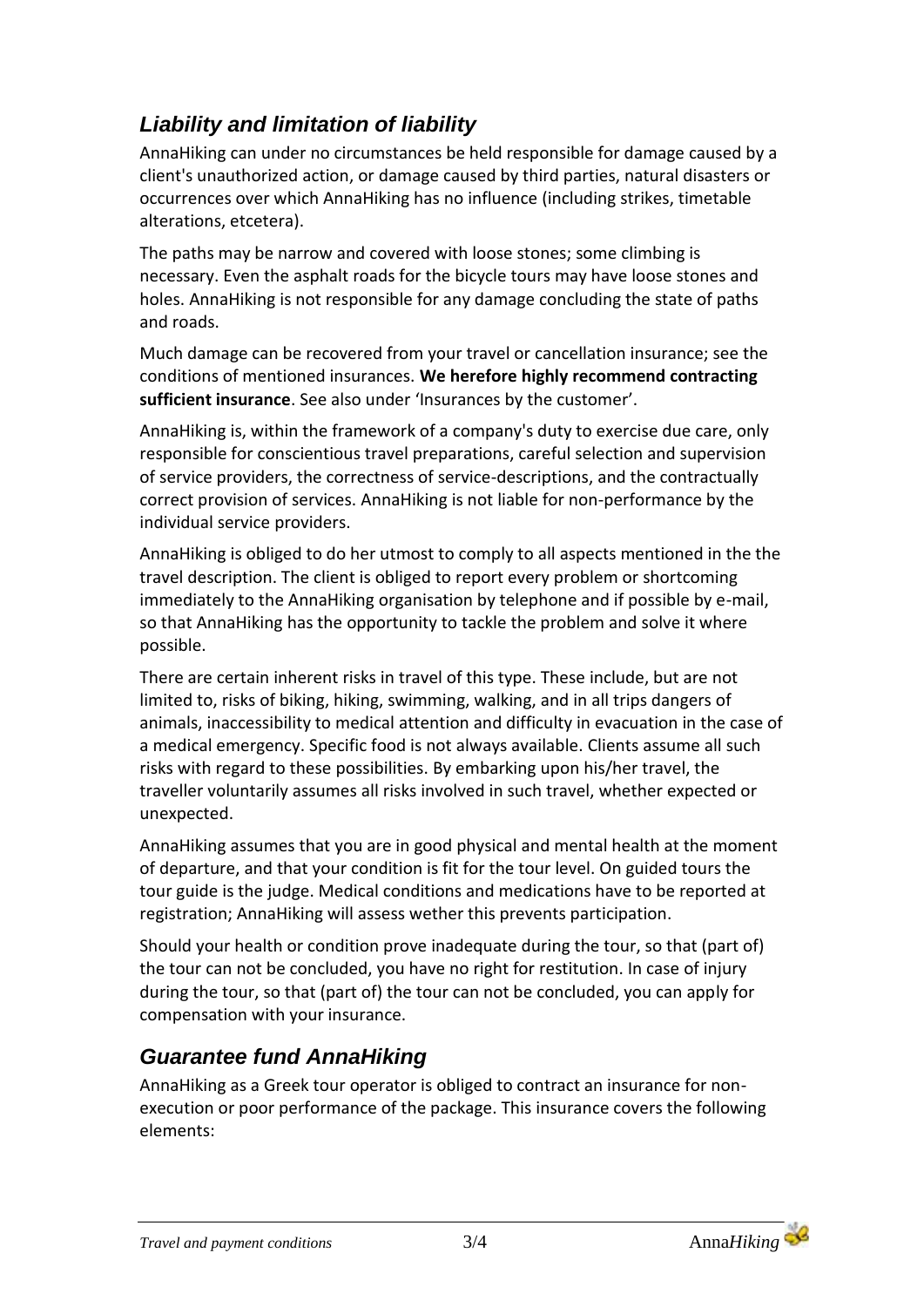## *Liability and limitation of liability*

AnnaHiking can under no circumstances be held responsible for damage caused by a client's unauthorized action, or damage caused by third parties, natural disasters or occurrences over which AnnaHiking has no influence (including strikes, timetable alterations, etcetera).

The paths may be narrow and covered with loose stones; some climbing is necessary. Even the asphalt roads for the bicycle tours may have loose stones and holes. AnnaHiking is not responsible for any damage concluding the state of paths and roads.

Much damage can be recovered from your travel or cancellation insurance; see the conditions of mentioned insurances. **We herefore highly recommend contracting sufficient insurance**. See also under 'Insurances by the customer'.

AnnaHiking is, within the framework of a company's duty to exercise due care, only responsible for conscientious travel preparations, careful selection and supervision of service providers, the correctness of service-descriptions, and the contractually correct provision of services. AnnaHiking is not liable for non-performance by the individual service providers.

AnnaHiking is obliged to do her utmost to comply to all aspects mentioned in the the travel description. The client is obliged to report every problem or shortcoming immediately to the AnnaHiking organisation by telephone and if possible by e-mail, so that AnnaHiking has the opportunity to tackle the problem and solve it where possible.

There are certain inherent risks in travel of this type. These include, but are not limited to, risks of biking, hiking, swimming, walking, and in all trips dangers of animals, inaccessibility to medical attention and difficulty in evacuation in the case of a medical emergency. Specific food is not always available. Clients assume all such risks with regard to these possibilities. By embarking upon his/her travel, the traveller voluntarily assumes all risks involved in such travel, whether expected or unexpected.

AnnaHiking assumes that you are in good physical and mental health at the moment of departure, and that your condition is fit for the tour level. On guided tours the tour guide is the judge. Medical conditions and medications have to be reported at registration; AnnaHiking will assess wether this prevents participation.

Should your health or condition prove inadequate during the tour, so that (part of) the tour can not be concluded, you have no right for restitution. In case of injury during the tour, so that (part of) the tour can not be concluded, you can apply for compensation with your insurance.

## *Guarantee fund AnnaHiking*

AnnaHiking as a Greek tour operator is obliged to contract an insurance for non-execution or poor performance of the package. This insurance covers the following elements: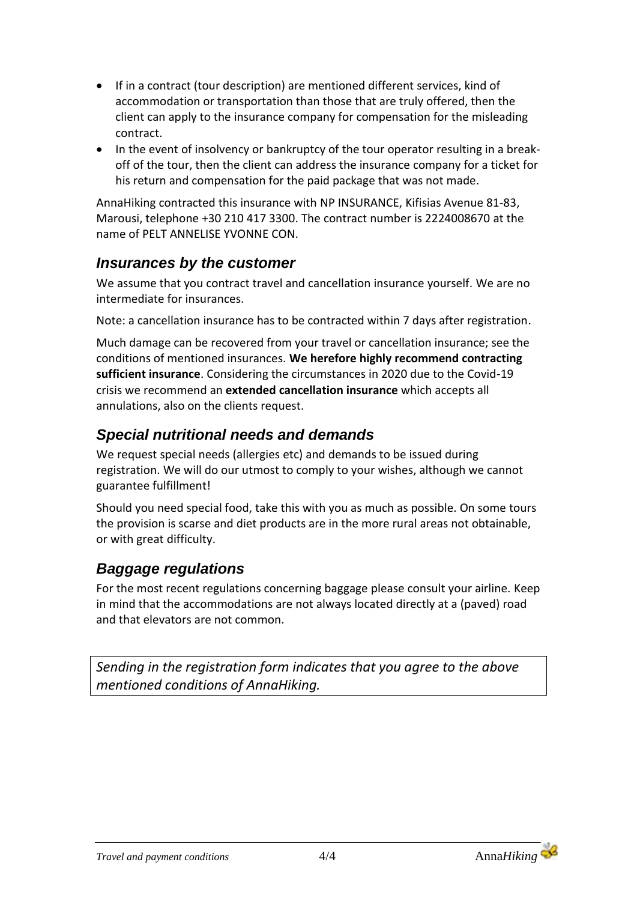- If in a contract (tour description) are mentioned different services, kind of accommodation or transportation than those that are truly offered, then the client can apply to the insurance company for compensation for the misleading contract.
- In the event of insolvency or bankruptcy of the tour operator resulting in a break-off of the tour, then the client can address the insurance company for a ticket for his return and compensation for the paid package that was not made.

AnnaHiking contracted this insurance with NP INSURANCE, Kifisias Avenue 81-83, Marousi, telephone +30 210 417 3300. The contract number is 2224008670 at the name of PELT ANNELISE YVONNE CON.

## *Insurances by the customer*

We assume that you contract travel and cancellation insurance yourself. We are no intermediate for insurances.

Note: a cancellation insurance has to be contracted within 7 days after registration.

Much damage can be recovered from your travel or cancellation insurance; see the conditions of mentioned insurances. **We herefore highly recommend contracting sufficient insurance**. Considering the circumstances in 2020 due to the Covid-19 crisis we recommend an **extended cancellation insurance** which accepts all annulations, also on the clients request.

## *Special nutritional needs and demands*

We request special needs (allergies etc) and demands to be issued during registration. We will do our utmost to comply to your wishes, although we cannot guarantee fulfillment!

Should you need special food, take this with you as much as possible. On some tours the provision is scarse and diet products are in the more rural areas not obtainable, or with great difficulty.

## *Baggage regulations*

For the most recent regulations concerning baggage please consult your airline. Keep in mind that the accommodations are not always located directly at a (paved) road and that elevators are not common.

*Sending in the registration form indicates that you agree to the above mentioned conditions of AnnaHiking.*